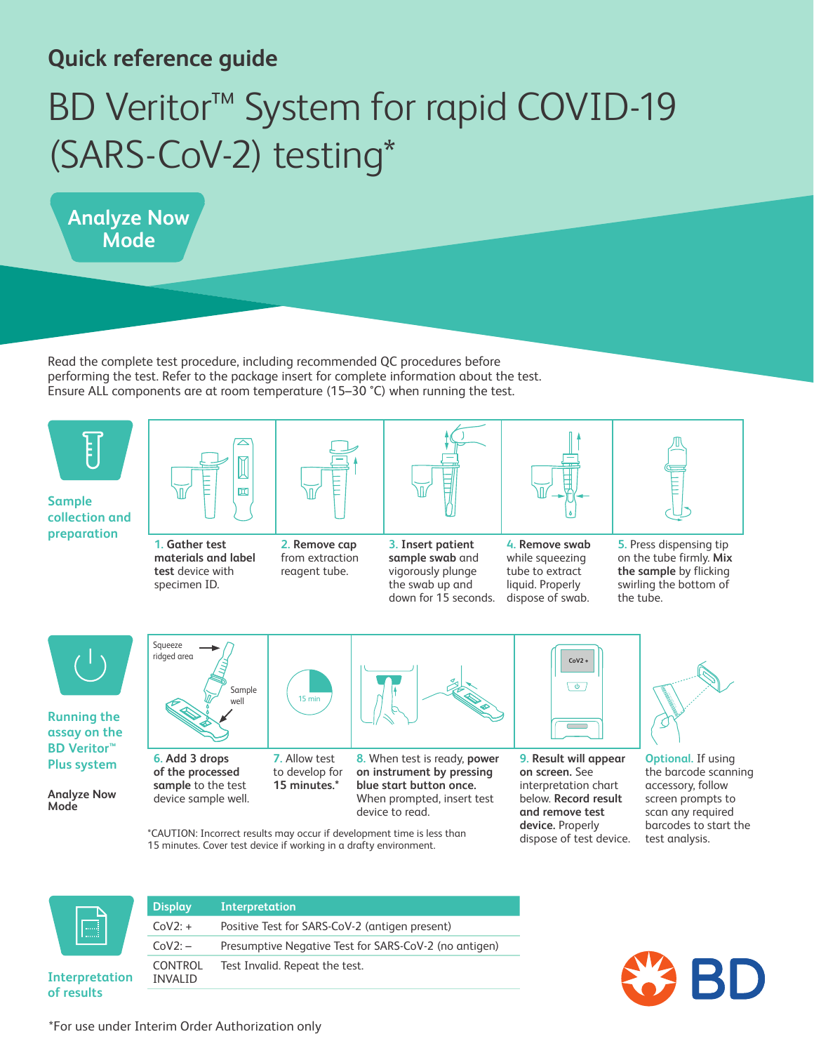## Quick reference guide

# BD Veritor™ System for rapid COVID-19 (SARS-CoV-2) testing*

**Analyze Now Mode**

Read the complete test procedure, including recommended QC procedures before performing the test. Refer to the package insert for complete information about the test. Ensure ALL components are at room temperature (15–30 °C) when running the test.

### Sample collection and preparation

1. **Gather test materials and label test** device with specimen ID.
2. **Remove cap** from extraction reagent tube.
3. **Insert patient sample swab** and vigorously plunge the swab up and down for 15 seconds.
4. **Remove swab** while squeezing tube to extract liquid. Properly dispose of swab.
5. Press dispensing tip on the tube firmly. **Mix the sample** by flicking swirling the bottom of the tube.

### Running the assay on the BD Veritor™ Plus system

**Analyze Now Mode**

Squeeze ridged area

Sample well

15 min

CoV2 +

6. **Add 3 drops of the processed sample** to the test device sample well.
7. Allow test to develop for **15 minutes.***
8. When test is ready, **power on instrument by pressing blue start button once.** When prompted, insert test device to read.
9. **Result will appear on screen.** See interpretation chart below. **Record result and remove test device.** Properly dispose of test device.

**Optional.** If using the barcode scanning accessory, follow screen prompts to scan any required barcodes to start the test analysis.

*CAUTION: Incorrect results may occur if development time is less than 15 minutes. Cover test device if working in a drafty environment.

### Interpretation of results

| Display | Interpretation |
|---|---|
| CoV2: + | Positive Test for SARS-CoV-2 (antigen present) |
| CoV2: – | Presumptive Negative Test for SARS-CoV-2 (no antigen) |
| CONTROL INVALID | Test Invalid. Repeat the test. |

BD

*For use under Interim Order Authorization only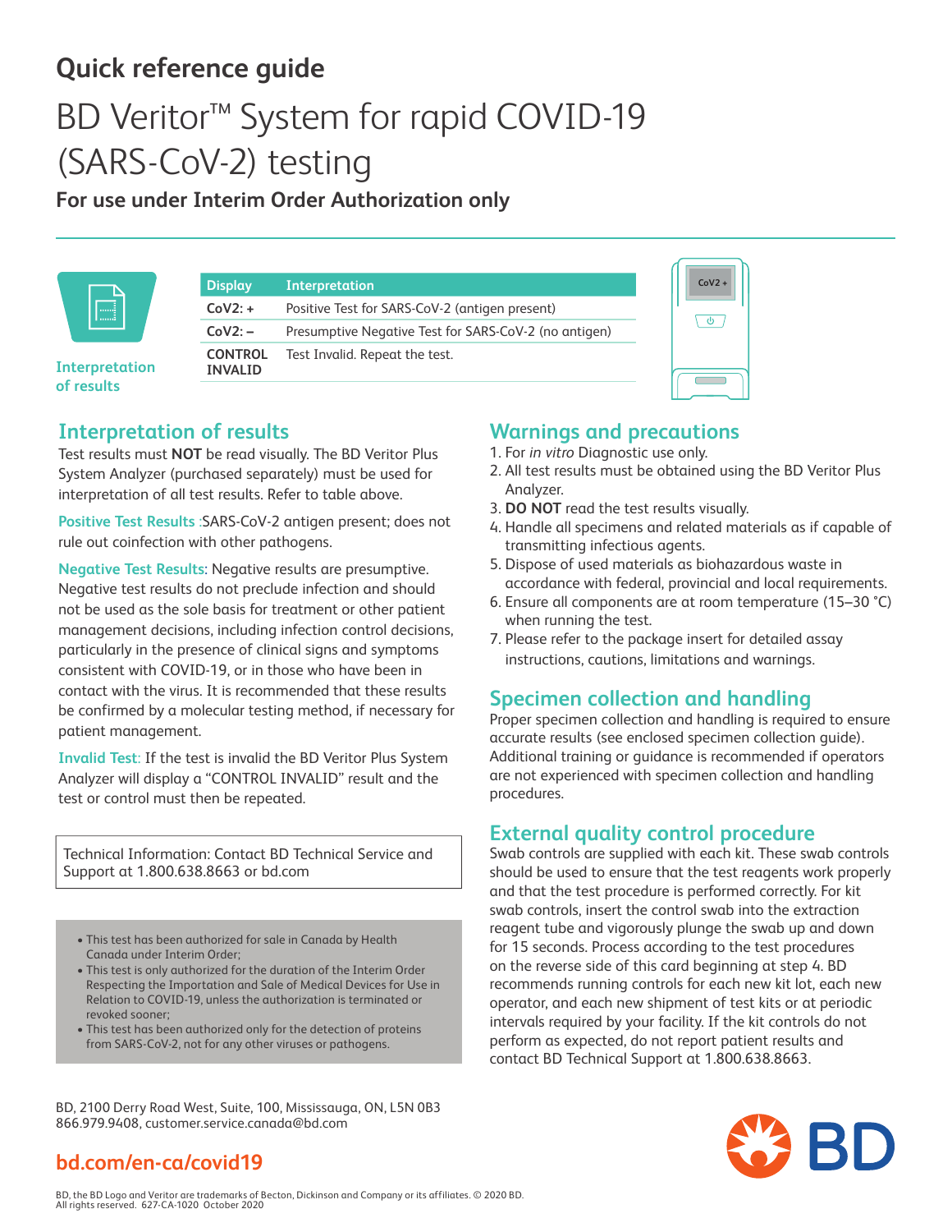## Quick reference guide

# BD Veritor™ System for rapid COVID-19 (SARS-CoV-2) testing

**For use under Interim Order Authorization only**

Interpretation of results

| Display | Interpretation |
|---|---|
| **CoV2: +** | Positive Test for SARS-CoV-2 (antigen present) |
| **CoV2: –** | Presumptive Negative Test for SARS-CoV-2 (no antigen) |
| **CONTROL INVALID** | Test Invalid. Repeat the test. |

CoV2 +

## Interpretation of results

Test results must **NOT** be read visually. The BD Veritor Plus System Analyzer (purchased separately) must be used for interpretation of all test results. Refer to table above.

**Positive Test Results** :SARS-CoV-2 antigen present; does not rule out coinfection with other pathogens.

**Negative Test Results**: Negative results are presumptive. Negative test results do not preclude infection and should not be used as the sole basis for treatment or other patient management decisions, including infection control decisions, particularly in the presence of clinical signs and symptoms consistent with COVID-19, or in those who have been in contact with the virus. It is recommended that these results be confirmed by a molecular testing method, if necessary for patient management.

**Invalid Test:** If the test is invalid the BD Veritor Plus System Analyzer will display a "CONTROL INVALID" result and the test or control must then be repeated.

Technical Information: Contact BD Technical Service and Support at 1.800.638.8663 or bd.com

- This test has been authorized for sale in Canada by Health Canada under Interim Order;
- This test is only authorized for the duration of the Interim Order Respecting the Importation and Sale of Medical Devices for Use in Relation to COVID-19, unless the authorization is terminated or revoked sooner;
- This test has been authorized only for the detection of proteins from SARS-CoV-2, not for any other viruses or pathogens.

## Warnings and precautions

1. For *in vitro* Diagnostic use only.
2. All test results must be obtained using the BD Veritor Plus Analyzer.
3. **DO NOT** read the test results visually.
4. Handle all specimens and related materials as if capable of transmitting infectious agents.
5. Dispose of used materials as biohazardous waste in accordance with federal, provincial and local requirements.
6. Ensure all components are at room temperature (15–30 °C) when running the test.
7. Please refer to the package insert for detailed assay instructions, cautions, limitations and warnings.

## Specimen collection and handling

Proper specimen collection and handling is required to ensure accurate results (see enclosed specimen collection guide). Additional training or guidance is recommended if operators are not experienced with specimen collection and handling procedures.

## External quality control procedure

Swab controls are supplied with each kit. These swab controls should be used to ensure that the test reagents work properly and that the test procedure is performed correctly. For kit swab controls, insert the control swab into the extraction reagent tube and vigorously plunge the swab up and down for 15 seconds. Process according to the test procedures on the reverse side of this card beginning at step 4. BD recommends running controls for each new kit lot, each new operator, and each new shipment of test kits or at periodic intervals required by your facility. If the kit controls do not perform as expected, do not report patient results and contact BD Technical Support at 1.800.638.8663.

BD, 2100 Derry Road West, Suite, 100, Mississauga, ON, L5N 0B3
866.979.9408, customer.service.canada@bd.com

**bd.com/en-ca/covid19**

BD

BD, the BD Logo and Veritor are trademarks of Becton, Dickinson and Company or its affiliates. © 2020 BD. All rights reserved. 627-CA-1020 October 2020